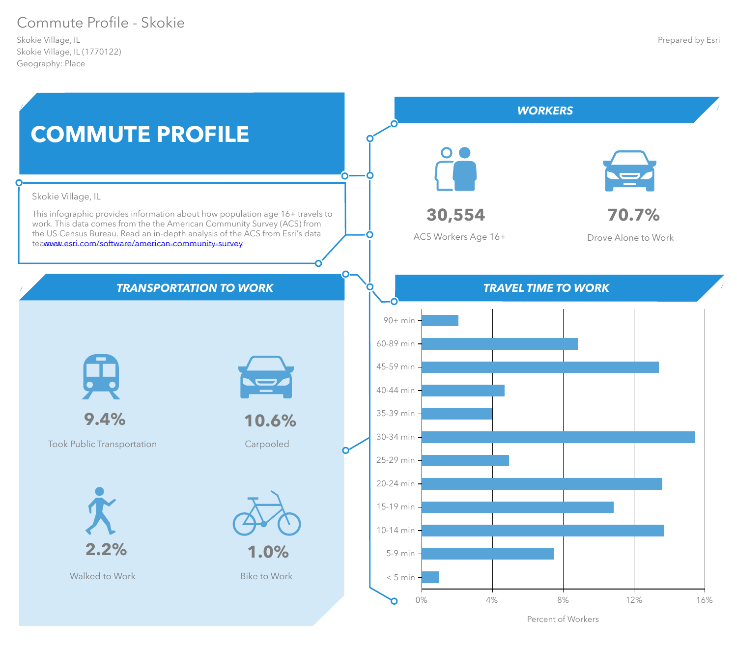# Commute Profile - Skokie

Skokie Village, IL
Skokie Village, IL (1770122)
Geography: Place

Prepared by Esri

## COMMUTE PROFILE

Skokie Village, IL

This infographic provides information about how population age 16+ travels to work. This data comes from the the American Community Survey (ACS) from the US Census Bureau. Read an in-depth analysis of the ACS from Esri's data teawww.esri.com/software/american-community-survey

## WORKERS

**30,554**
ACS Workers Age 16+

**70.7%**
Drove Alone to Work

## TRANSPORTATION TO WORK

**9.4%**
Took Public Transportation

**10.6%**
Carpooled

**2.2%**
Walked to Work

**1.0%**
Bike to Work

## TRAVEL TIME TO WORK

Travel time categories (x-axis: Percent of Workers, 0%–16%): 90+ min, 60-89 min, 45-59 min, 40-44 min, 35-39 min, 30-34 min, 25-29 min, 20-24 min, 15-19 min, 10-14 min, 5-9 min, < 5 min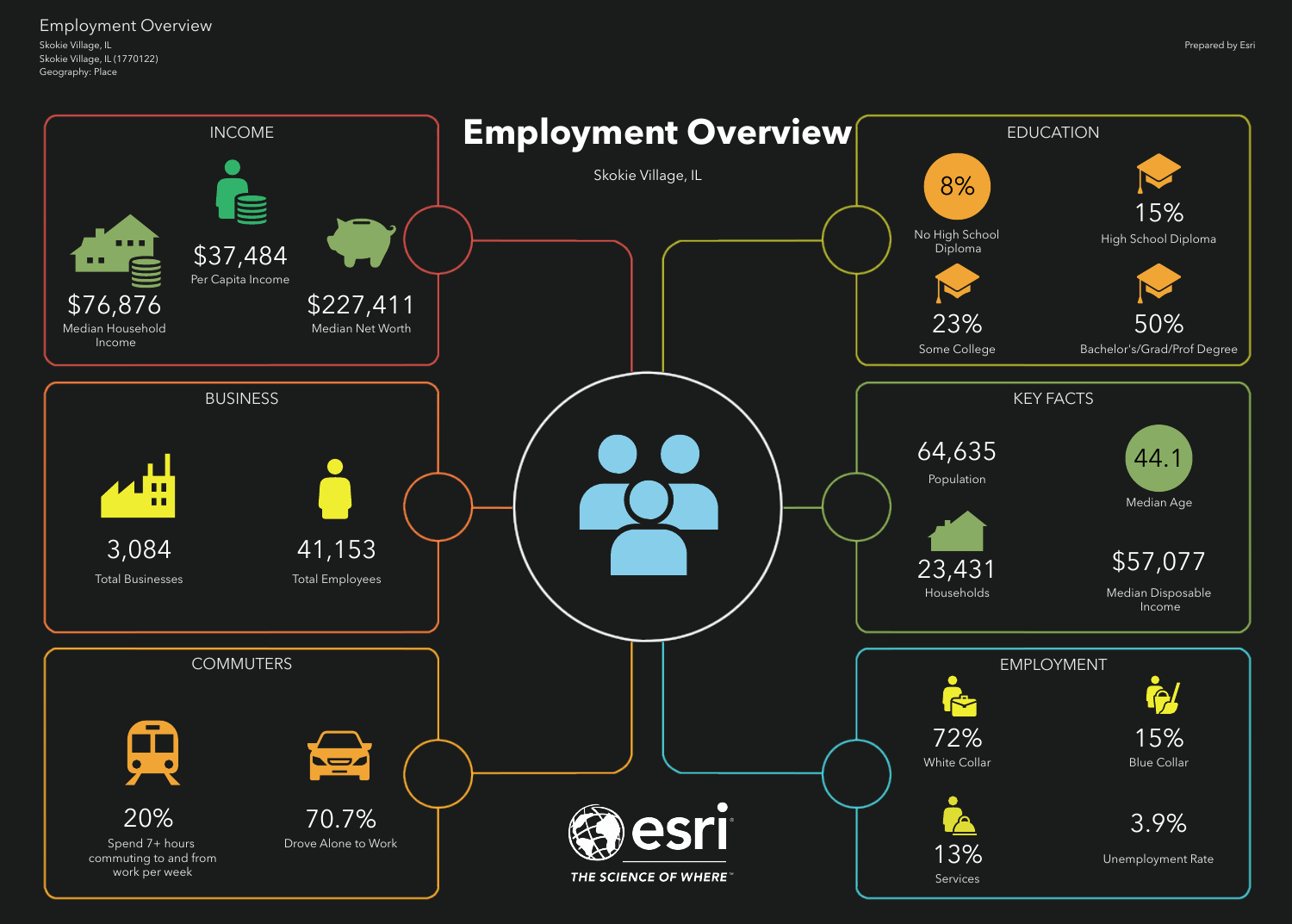Employment Overview

Skokie Village, IL
Skokie Village, IL (1770122)
Geography: Place

Prepared by Esri

# Employment Overview

Skokie Village, IL

## INCOME

$76,876
Median Household Income

$37,484
Per Capita Income

$227,411
Median Net Worth

## BUSINESS

3,084
Total Businesses

41,153
Total Employees

## COMMUTERS

20%
Spend 7+ hours commuting to and from work per week

70.7%
Drove Alone to Work

## EDUCATION

8%
No High School Diploma

15%
High School Diploma

23%
Some College

50%
Bachelor's/Grad/Prof Degree

## KEY FACTS

64,635
Population

44.1
Median Age

23,431
Households

$57,077
Median Disposable Income

## EMPLOYMENT

72%
White Collar

15%
Blue Collar

13%
Services

3.9%
Unemployment Rate

esri
THE SCIENCE OF WHERE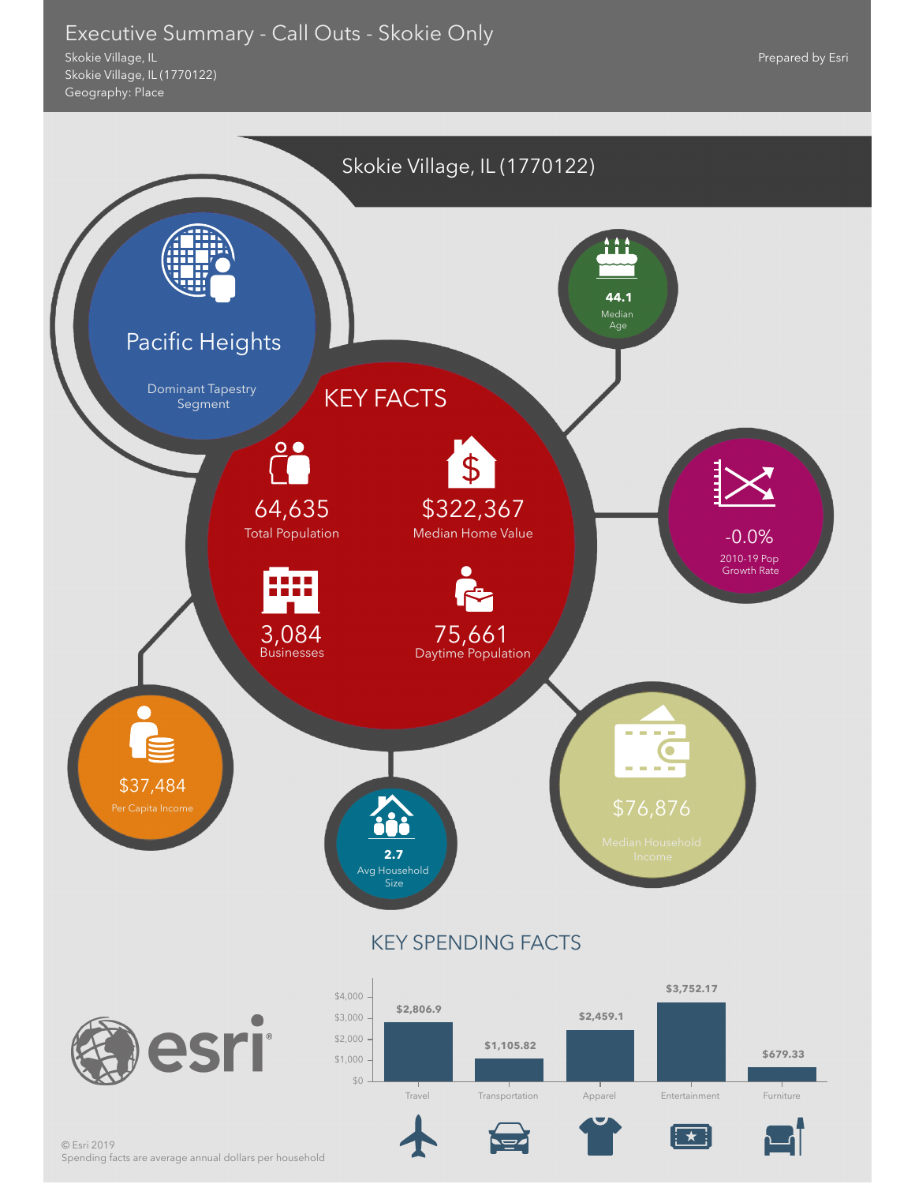# Executive Summary - Call Outs - Skokie Only

Skokie Village, IL
Skokie Village, IL (1770122)
Geography: Place

Prepared by Esri

## Skokie Village, IL (1770122)

**Pacific Heights**
Dominant Tapestry Segment

### KEY FACTS

- **64,635** Total Population
- **$322,367** Median Home Value
- **3,084** Businesses
- **75,661** Daytime Population

- **44.1** Median Age
- **-0.0%** 2010-19 Pop Growth Rate
- **$37,484** Per Capita Income
- **2.7** Avg Household Size
- **$76,876** Median Household Income

### KEY SPENDING FACTS

| Category | Amount |
|---|---|
| Travel | $2,806.9 |
| Transportation | $1,105.82 |
| Apparel | $2,459.1 |
| Entertainment | $3,752.17 |
| Furniture | $679.33 |

© Esri 2019
Spending facts are average annual dollars per household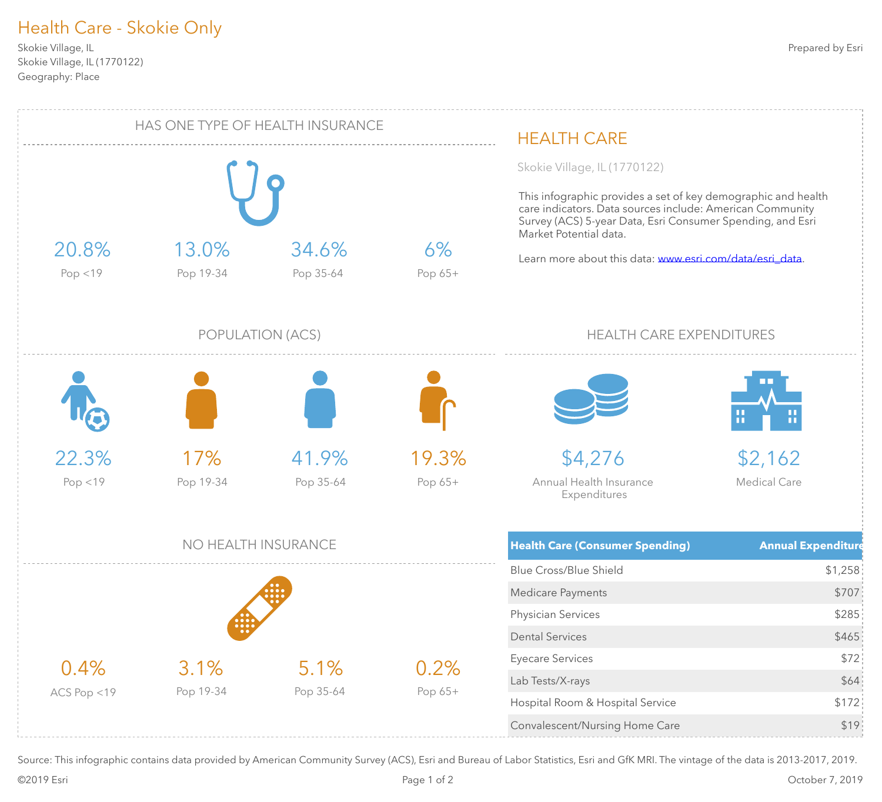# Health Care - Skokie Only

Skokie Village, IL
Skokie Village, IL (1770122)
Geography: Place

Prepared by Esri

## HAS ONE TYPE OF HEALTH INSURANCE

| 20.8% | 13.0% | 34.6% | 6% |
|---|---|---|---|
| Pop <19 | Pop 19-34 | Pop 35-64 | Pop 65+ |

## POPULATION (ACS)

| 22.3% | 17% | 41.9% | 19.3% |
|---|---|---|---|
| Pop <19 | Pop 19-34 | Pop 35-64 | Pop 65+ |

## NO HEALTH INSURANCE

| 0.4% | 3.1% | 5.1% | 0.2% |
|---|---|---|---|
| ACS Pop <19 | Pop 19-34 | Pop 35-64 | Pop 65+ |

## HEALTH CARE

Skokie Village, IL (1770122)

This infographic provides a set of key demographic and health care indicators. Data sources include: American Community Survey (ACS) 5-year Data, Esri Consumer Spending, and Esri Market Potential data.

Learn more about this data: www.esri.com/data/esri_data.

## HEALTH CARE EXPENDITURES

**$4,276** Annual Health Insurance Expenditures

**$2,162** Medical Care

| Health Care (Consumer Spending) | Annual Expenditure |
|---|---|
| Blue Cross/Blue Shield | $1,258 |
| Medicare Payments | $707 |
| Physician Services | $285 |
| Dental Services | $465 |
| Eyecare Services | $72 |
| Lab Tests/X-rays | $64 |
| Hospital Room & Hospital Service | $172 |
| Convalescent/Nursing Home Care | $19 |

Source: This infographic contains data provided by American Community Survey (ACS), Esri and Bureau of Labor Statistics, Esri and GfK MRI. The vintage of the data is 2013-2017, 2019.

©2019 Esri

October 7, 2019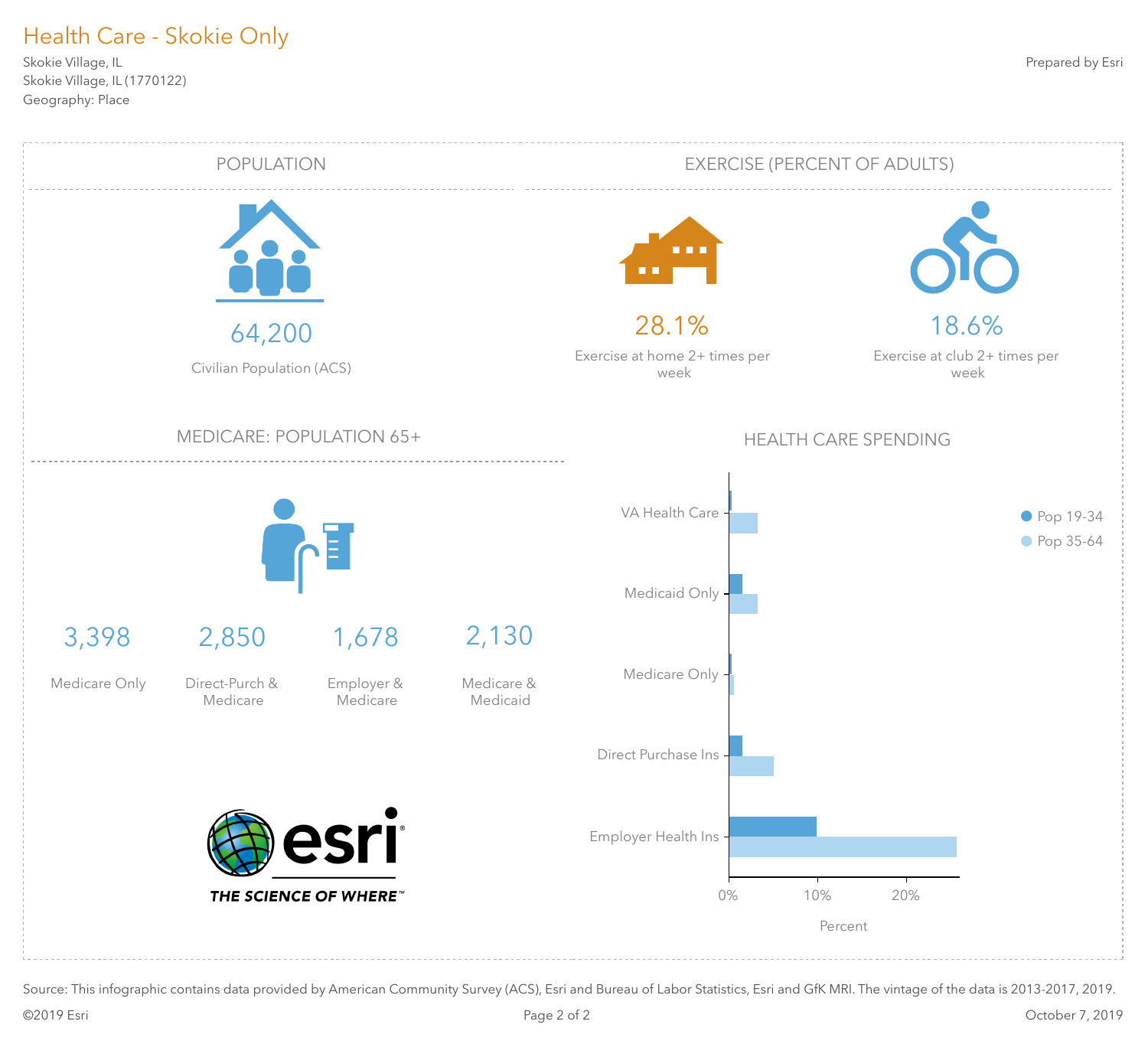# Health Care - Skokie Only

Skokie Village, IL
Skokie Village, IL (1770122)
Geography: Place

Prepared by Esri

## POPULATION

**64,200**
Civilian Population (ACS)

## EXERCISE (PERCENT OF ADULTS)

**28.1%**
Exercise at home 2+ times per week

**18.6%**
Exercise at club 2+ times per week

## MEDICARE: POPULATION 65+

| 3,398 | 2,850 | 1,678 | 2,130 |
|---|---|---|---|
| Medicare Only | Direct-Purch & Medicare | Employer & Medicare | Medicare & Medicaid |

## HEALTH CARE SPENDING

Categories: VA Health Care, Medicaid Only, Medicare Only, Direct Purchase Ins, Employer Health Ins

Legend: Pop 19-34, Pop 35-64

Axis: 0%, 10%, 20% — Percent

THE SCIENCE OF WHERE™

Source: This infographic contains data provided by American Community Survey (ACS), Esri and Bureau of Labor Statistics, Esri and GfK MRI. The vintage of the data is 2013-2017, 2019.

©2019 Esri

October 7, 2019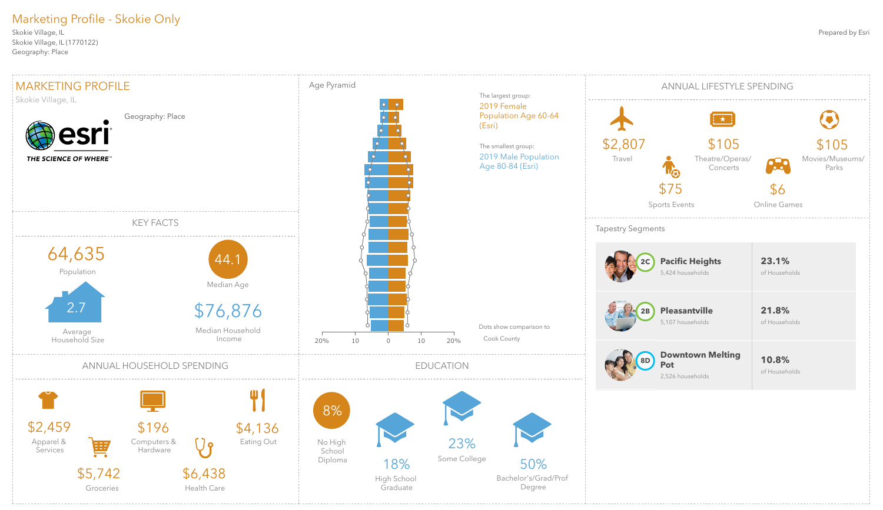# Marketing Profile - Skokie Only

Skokie Village, IL
Skokie Village, IL (1770122)
Geography: Place

Prepared by Esri

## MARKETING PROFILE

Skokie Village, IL

Geography: Place

esri
THE SCIENCE OF WHERE™

## KEY FACTS

64,635
Population

44.1
Median Age

2.7
Average Household Size

$76,876
Median Household Income

## Age Pyramid

The largest group:
2019 Female Population Age 60-64 (Esri)

The smallest group:
2019 Male Population Age 80-84 (Esri)

Dots show comparison to Cook County

20% 10 0 10 20%

## ANNUAL LIFESTYLE SPENDING

| Amount | Category |
| --- | --- |
| $2,807 | Travel |
| $105 | Theatre/Operas/Concerts |
| $105 | Movies/Museums/Parks |
| $75 | Sports Events |
| $6 | Online Games |

## Tapestry Segments

| Segment | Households | Share |
| --- | --- | --- |
| 2C Pacific Heights | 5,424 households | 23.1% of Households |
| 2B Pleasantville | 5,107 households | 21.8% of Households |
| 8D Downtown Melting Pot | 2,526 households | 10.8% of Households |

## ANNUAL HOUSEHOLD SPENDING

| Amount | Category |
| --- | --- |
| $2,459 | Apparel & Services |
| $196 | Computers & Hardware |
| $4,136 | Eating Out |
| $5,742 | Groceries |
| $6,438 | Health Care |

## EDUCATION

| Share | Level |
| --- | --- |
| 8% | No High School Diploma |
| 18% | High School Graduate |
| 23% | Some College |
| 50% | Bachelor's/Grad/Prof Degree |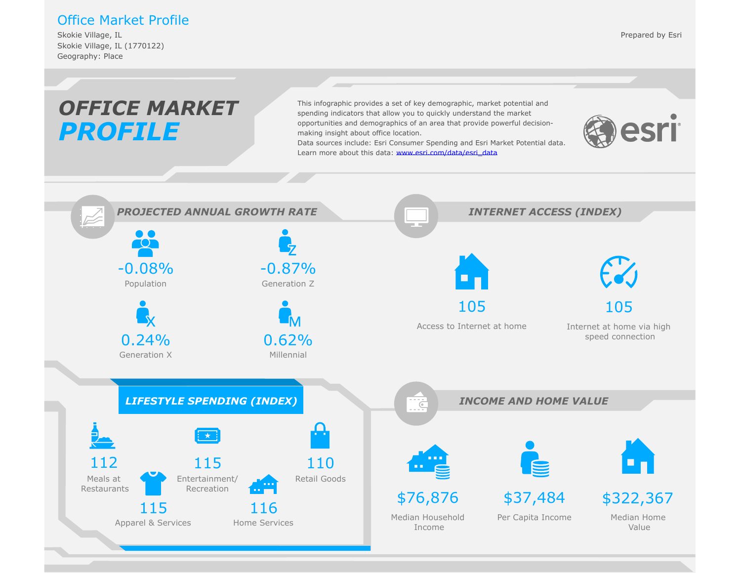# Office Market Profile

Skokie Village, IL
Skokie Village, IL (1770122)
Geography: Place

Prepared by Esri

## OFFICE MARKET PROFILE

This infographic provides a set of key demographic, market potential and spending indicators that allow you to quickly understand the market opportunities and demographics of an area that provide powerful decision-making insight about office location.
Data sources include: Esri Consumer Spending and Esri Market Potential data.
Learn more about this data: www.esri.com/data/esri_data

### PROJECTED ANNUAL GROWTH RATE

- -0.08% Population
- -0.87% Generation Z
- 0.24% Generation X
- 0.62% Millennial

### INTERNET ACCESS (INDEX)

- 105 Access to Internet at home
- 105 Internet at home via high speed connection

### LIFESTYLE SPENDING (INDEX)

- 112 Meals at Restaurants
- 115 Entertainment/ Recreation
- 110 Retail Goods
- 115 Apparel & Services
- 116 Home Services

### INCOME AND HOME VALUE

- $76,876 Median Household Income
- $37,484 Per Capita Income
- $322,367 Median Home Value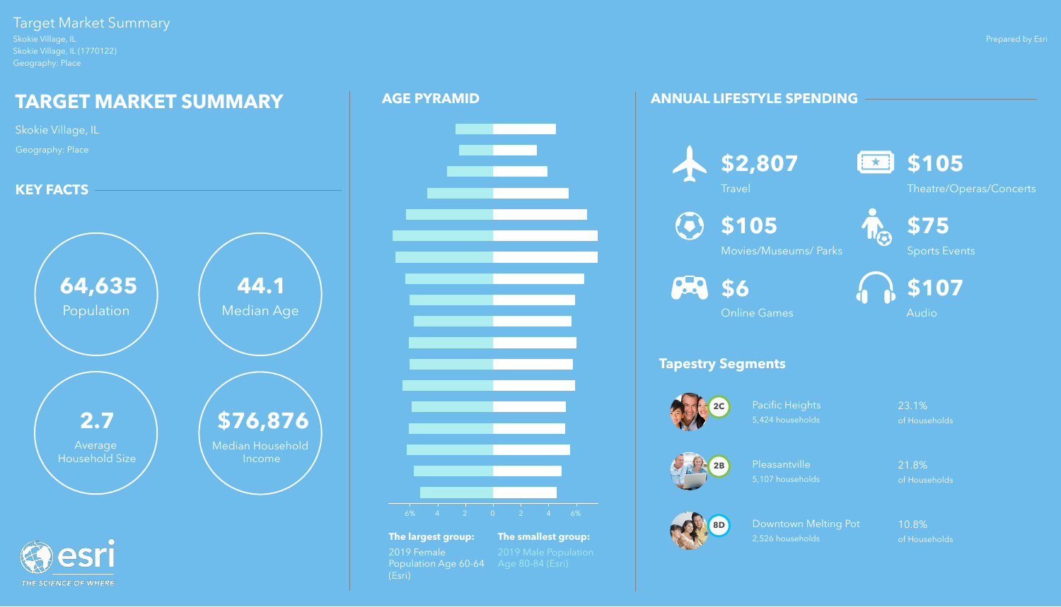Target Market Summary

Skokie Village, IL

Skokie Village, IL (1770122)

Geography: Place

Prepared by Esri

# TARGET MARKET SUMMARY

Skokie Village, IL

Geography: Place

## KEY FACTS

**64,635**
Population

**44.1**
Median Age

**2.7**
Average Household Size

**$76,876**
Median Household Income

## AGE PYRAMID

6% 4 2 0 2 4 6%

**The largest group:** 2019 Female Population Age 60-64 (Esri)

**The smallest group:** 2019 Male Population Age 80-84 (Esri)

## ANNUAL LIFESTYLE SPENDING

**$2,807**
Travel

**$105**
Theatre/Operas/Concerts

**$105**
Movies/Museums/ Parks

**$75**
Sports Events

**$6**
Online Games

**$107**
Audio

### Tapestry Segments

**2C** Pacific Heights
5,424 households
23.1% of Households

**2B** Pleasantville
5,107 households
21.8% of Households

**8D** Downtown Melting Pot
2,526 households
10.8% of Households

esri
THE SCIENCE OF WHERE